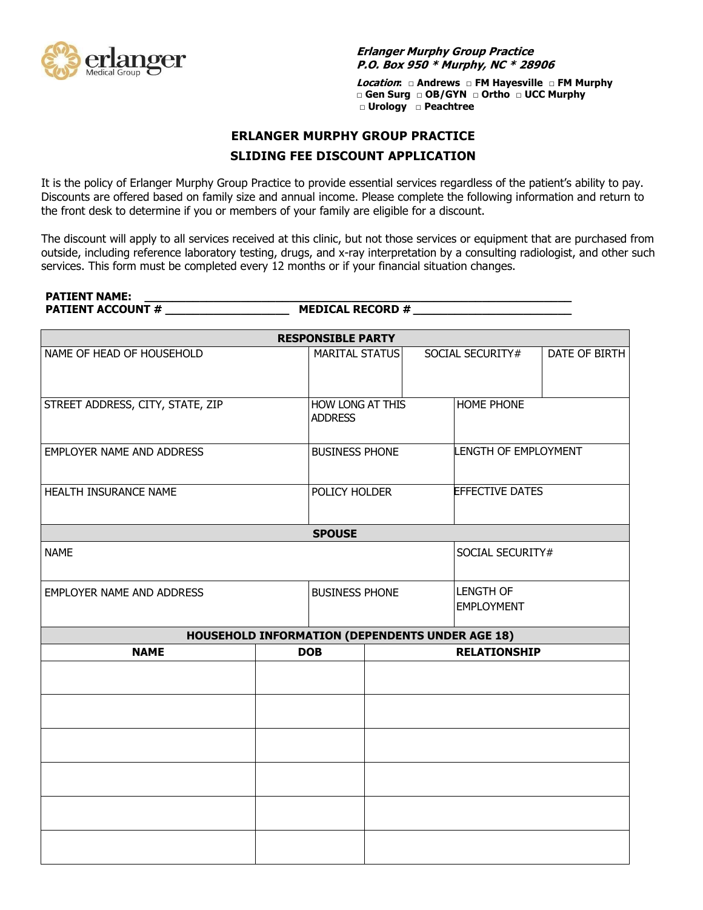erlanger
Medical Group

*Erlanger Murphy Group Practice*
*P.O. Box 950 * Murphy, NC * 28906*

*Location*: □ Andrews □ FM Hayesville □ FM Murphy □ Gen Surg □ OB/GYN □ Ortho □ UCC Murphy □ Urology □ Peachtree

## ERLANGER MURPHY GROUP PRACTICE

## SLIDING FEE DISCOUNT APPLICATION

It is the policy of Erlanger Murphy Group Practice to provide essential services regardless of the patient's ability to pay. Discounts are offered based on family size and annual income. Please complete the following information and return to the front desk to determine if you or members of your family are eligible for a discount.

The discount will apply to all services received at this clinic, but not those services or equipment that are purchased from outside, including reference laboratory testing, drugs, and x-ray interpretation by a consulting radiologist, and other such services. This form must be completed every 12 months or if your financial situation changes.

**PATIENT NAME:** ______________________________________________

**PATIENT ACCOUNT #** ___________________ **MEDICAL RECORD #** ________________________

| RESPONSIBLE PARTY | | | |
|---|---|---|---|
| NAME OF HEAD OF HOUSEHOLD | MARITAL STATUS | SOCIAL SECURITY# | DATE OF BIRTH |
| STREET ADDRESS, CITY, STATE, ZIP | HOW LONG AT THIS ADDRESS | HOME PHONE | |
| EMPLOYER NAME AND ADDRESS | BUSINESS PHONE | LENGTH OF EMPLOYMENT | |
| HEALTH INSURANCE NAME | POLICY HOLDER | EFFECTIVE DATES | |

| SPOUSE | | |
|---|---|---|
| NAME | | SOCIAL SECURITY# |
| EMPLOYER NAME AND ADDRESS | BUSINESS PHONE | LENGTH OF EMPLOYMENT |

| HOUSEHOLD INFORMATION (DEPENDENTS UNDER AGE 18) | | |
|---|---|---|
| NAME | DOB | RELATIONSHIP |
| | | |
| | | |
| | | |
| | | |
| | | |
| | | |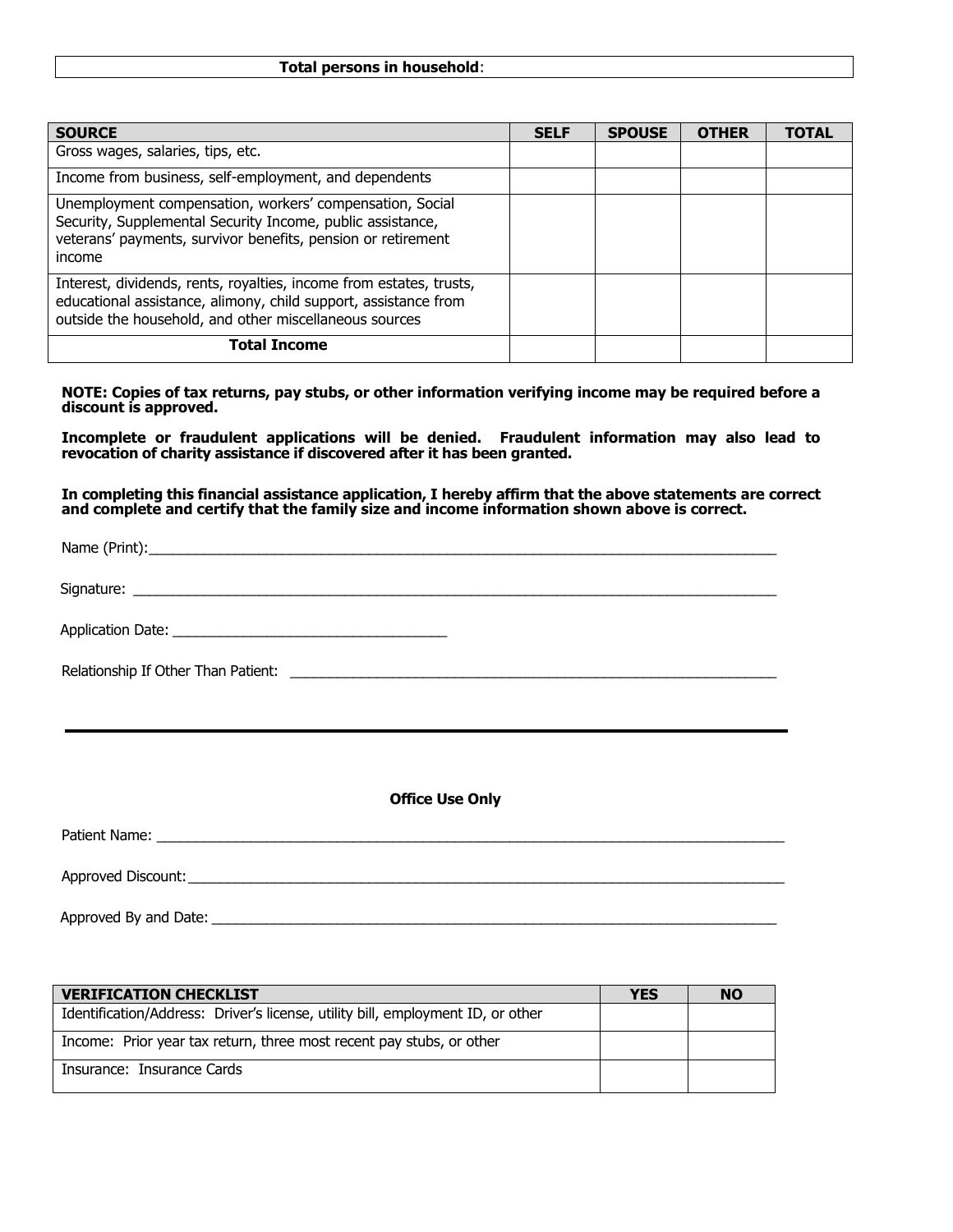| Total persons in household: |
|---|

| SOURCE | SELF | SPOUSE | OTHER | TOTAL |
|---|---|---|---|---|
| Gross wages, salaries, tips, etc. | | | | |
| Income from business, self-employment, and dependents | | | | |
| Unemployment compensation, workers' compensation, Social Security, Supplemental Security Income, public assistance, veterans' payments, survivor benefits, pension or retirement income | | | | |
| Interest, dividends, rents, royalties, income from estates, trusts, educational assistance, alimony, child support, assistance from outside the household, and other miscellaneous sources | | | | |
| **Total Income** | | | | |

**NOTE: Copies of tax returns, pay stubs, or other information verifying income may be required before a discount is approved.**

**Incomplete or fraudulent applications will be denied. Fraudulent information may also lead to revocation of charity assistance if discovered after it has been granted.**

**In completing this financial assistance application, I hereby affirm that the above statements are correct and complete and certify that the family size and income information shown above is correct.**

Name (Print):_______________________________________________

Signature: _______________________________________________

Application Date: ____________________________

Relationship If Other Than Patient: ______________________________________

---

**Office Use Only**

Patient Name: _______________________________________________

Approved Discount:_______________________________________________

Approved By and Date: _______________________________________________

| VERIFICATION CHECKLIST | YES | NO |
|---|---|---|
| Identification/Address: Driver's license, utility bill, employment ID, or other | | |
| Income: Prior year tax return, three most recent pay stubs, or other | | |
| Insurance: Insurance Cards | | |